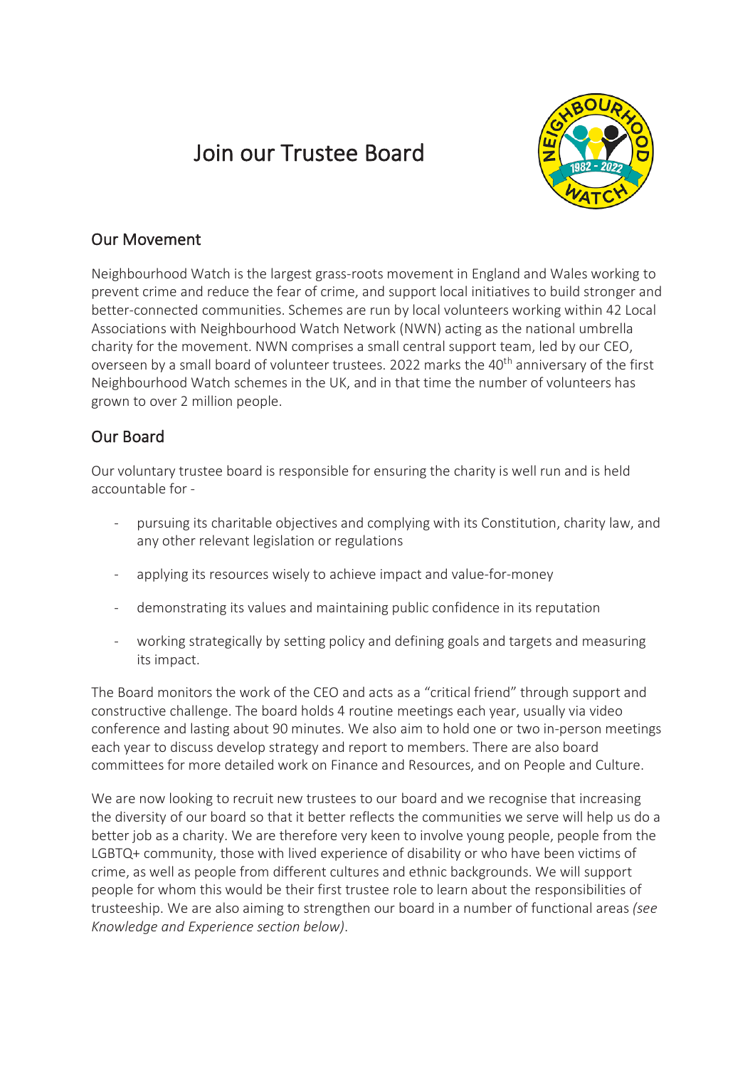# Join our Trustee Board

## Our Movement

Neighbourhood Watch is the largest grass-roots movement in England and Wales working to prevent crime and reduce the fear of crime, and support local initiatives to build stronger and better-connected communities. Schemes are run by local volunteers working within 42 Local Associations with Neighbourhood Watch Network (NWN) acting as the national umbrella charity for the movement. NWN comprises a small central support team, led by our CEO, overseen by a small board of volunteer trustees. 2022 marks the 40th anniversary of the first Neighbourhood Watch schemes in the UK, and in that time the number of volunteers has grown to over 2 million people.

## Our Board

Our voluntary trustee board is responsible for ensuring the charity is well run and is held accountable for -

- pursuing its charitable objectives and complying with its Constitution, charity law, and any other relevant legislation or regulations
- applying its resources wisely to achieve impact and value-for-money
- demonstrating its values and maintaining public confidence in its reputation
- working strategically by setting policy and defining goals and targets and measuring its impact.

The Board monitors the work of the CEO and acts as a "critical friend" through support and constructive challenge. The board holds 4 routine meetings each year, usually via video conference and lasting about 90 minutes. We also aim to hold one or two in-person meetings each year to discuss develop strategy and report to members. There are also board committees for more detailed work on Finance and Resources, and on People and Culture.

We are now looking to recruit new trustees to our board and we recognise that increasing the diversity of our board so that it better reflects the communities we serve will help us do a better job as a charity. We are therefore very keen to involve young people, people from the LGBTQ+ community, those with lived experience of disability or who have been victims of crime, as well as people from different cultures and ethnic backgrounds. We will support people for whom this would be their first trustee role to learn about the responsibilities of trusteeship. We are also aiming to strengthen our board in a number of functional areas *(see Knowledge and Experience section below)*.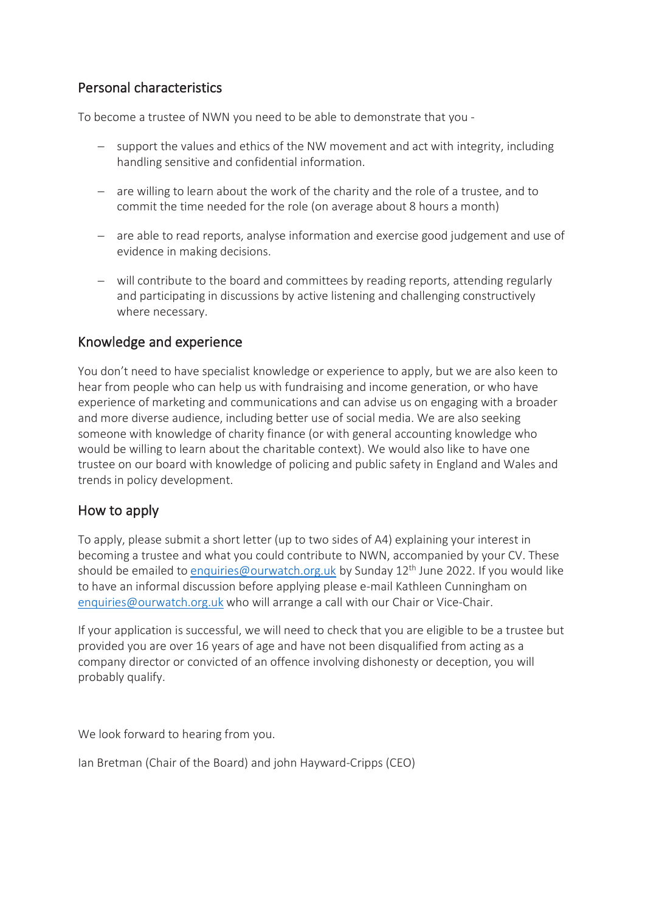## Personal characteristics

To become a trustee of NWN you need to be able to demonstrate that you -

- support the values and ethics of the NW movement and act with integrity, including handling sensitive and confidential information.
- are willing to learn about the work of the charity and the role of a trustee, and to commit the time needed for the role (on average about 8 hours a month)
- are able to read reports, analyse information and exercise good judgement and use of evidence in making decisions.
- will contribute to the board and committees by reading reports, attending regularly and participating in discussions by active listening and challenging constructively where necessary.

## Knowledge and experience

You don't need to have specialist knowledge or experience to apply, but we are also keen to hear from people who can help us with fundraising and income generation, or who have experience of marketing and communications and can advise us on engaging with a broader and more diverse audience, including better use of social media. We are also seeking someone with knowledge of charity finance (or with general accounting knowledge who would be willing to learn about the charitable context). We would also like to have one trustee on our board with knowledge of policing and public safety in England and Wales and trends in policy development.

## How to apply

To apply, please submit a short letter (up to two sides of A4) explaining your interest in becoming a trustee and what you could contribute to NWN, accompanied by your CV. These should be emailed to enquiries@ourwatch.org.uk by Sunday 12th June 2022. If you would like to have an informal discussion before applying please e-mail Kathleen Cunningham on enquiries@ourwatch.org.uk who will arrange a call with our Chair or Vice-Chair.

If your application is successful, we will need to check that you are eligible to be a trustee but provided you are over 16 years of age and have not been disqualified from acting as a company director or convicted of an offence involving dishonesty or deception, you will probably qualify.

We look forward to hearing from you.

Ian Bretman (Chair of the Board) and john Hayward-Cripps (CEO)